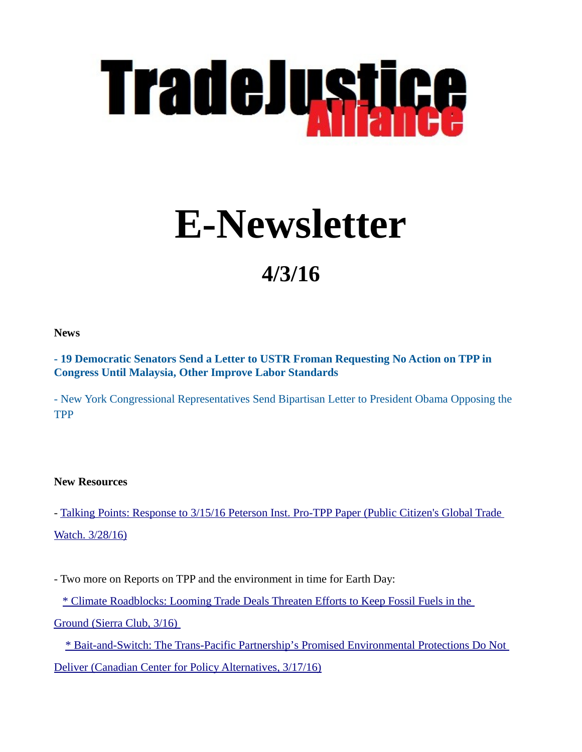# TradeJustice Alliance

# E-Newsletter

## 4/3/16

**News**

**- 19 Democratic Senators Send a Letter to USTR Froman Requesting No Action on TPP in Congress Until Malaysia, Other Improve Labor Standards**

- New York Congressional Representatives Send Bipartisan Letter to President Obama Opposing the TPP

**New Resources**

- Talking Points: Response to 3/15/16 Peterson Inst. Pro-TPP Paper (Public Citizen's Global Trade Watch. 3/28/16)

- Two more on Reports on TPP and the environment in time for Earth Day:

* Climate Roadblocks: Looming Trade Deals Threaten Efforts to Keep Fossil Fuels in the Ground (Sierra Club, 3/16)

* Bait-and-Switch: The Trans-Pacific Partnership's Promised Environmental Protections Do Not Deliver (Canadian Center for Policy Alternatives, 3/17/16)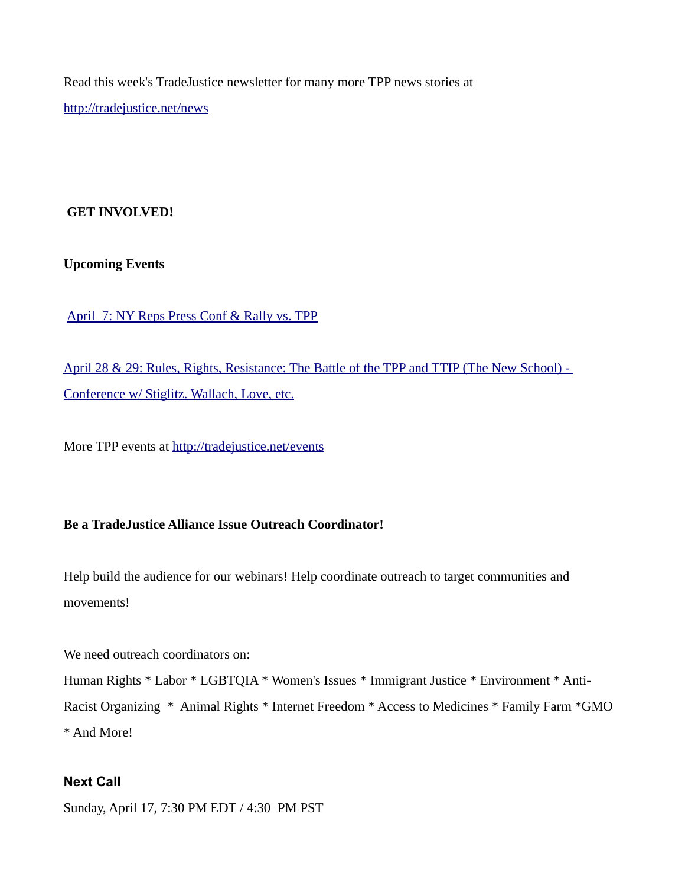Read this week's TradeJustice newsletter for many more TPP news stories at

http://tradejustice.net/news

**GET INVOLVED!**

**Upcoming Events**

[April 7: NY Reps Press Conf & Rally vs. TPP]

[April 28 & 29: Rules, Rights, Resistance: The Battle of the TPP and TTIP (The New School) - Conference w/ Stiglitz. Wallach, Love, etc.]

More TPP events at http://tradejustice.net/events

**Be a TradeJustice Alliance Issue Outreach Coordinator!**

Help build the audience for our webinars! Help coordinate outreach to target communities and movements!

We need outreach coordinators on:

Human Rights * Labor * LGBTQIA * Women's Issues * Immigrant Justice * Environment * Anti-Racist Organizing * Animal Rights * Internet Freedom * Access to Medicines * Family Farm *GMO * And More!

**Next Call**

Sunday, April 17, 7:30 PM EDT / 4:30 PM PST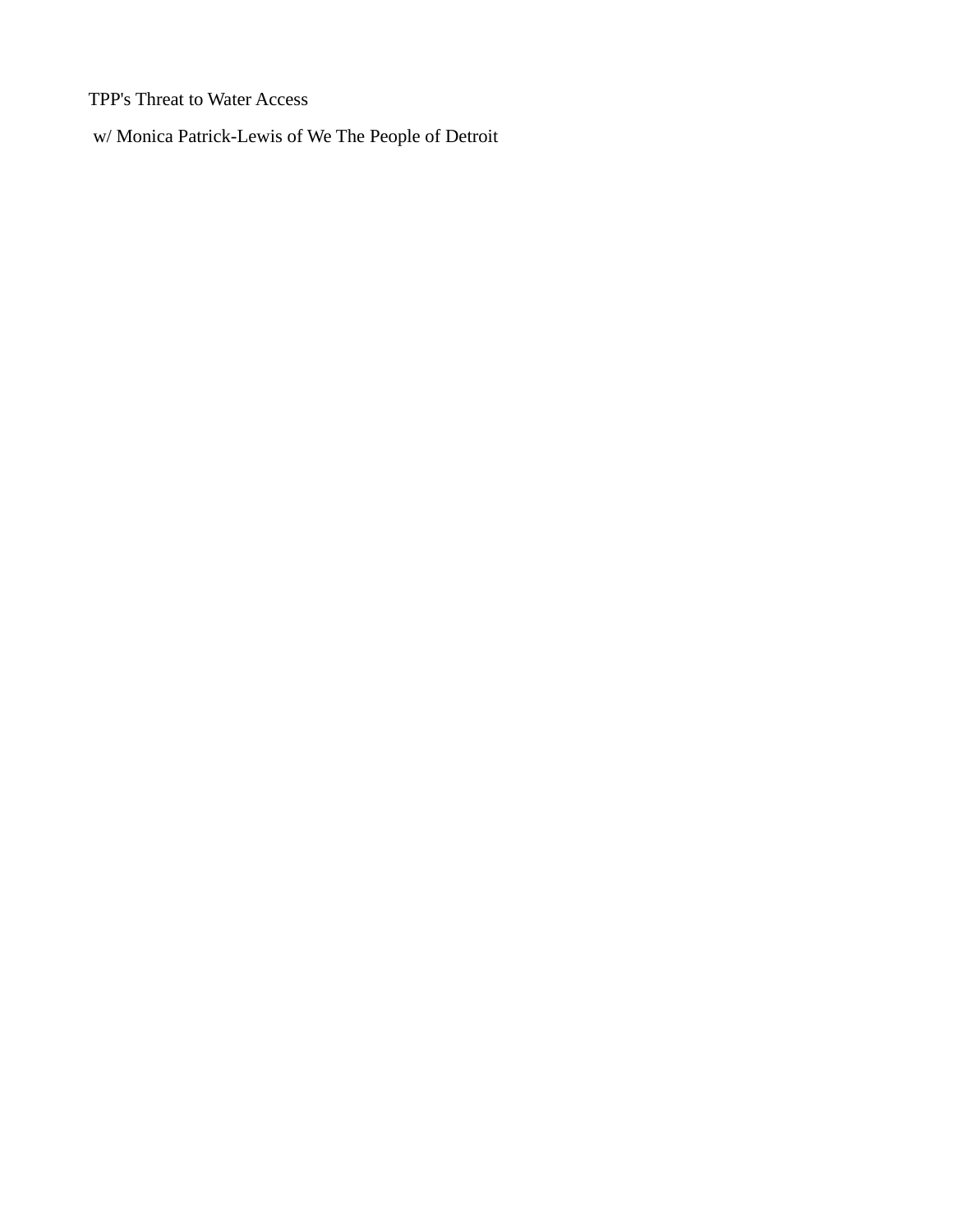TPP's Threat to Water Access

w/ Monica Patrick-Lewis of We The People of Detroit